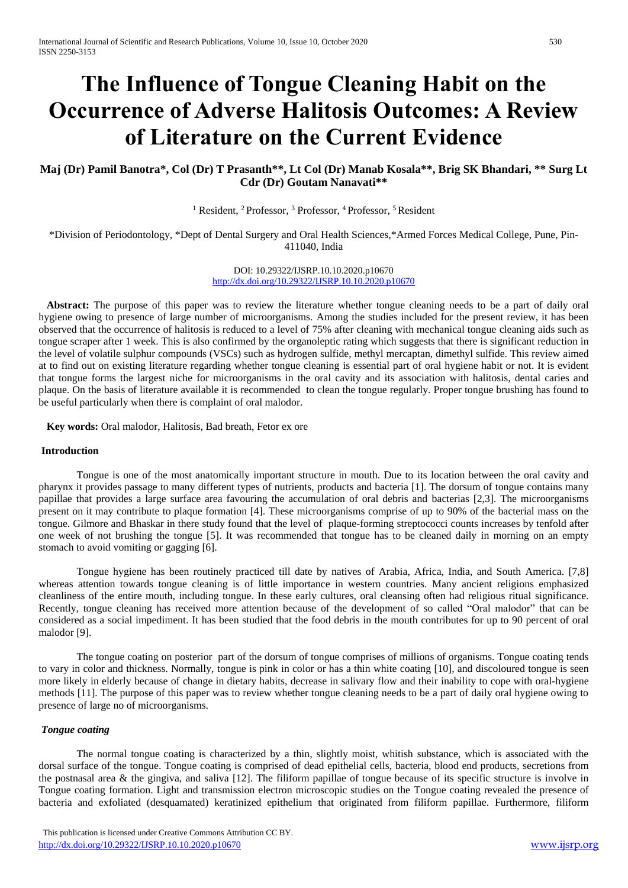# The Influence of Tongue Cleaning Habit on the Occurrence of Adverse Halitosis Outcomes: A Review of Literature on the Current Evidence

**Maj (Dr) Pamil Banotra\*, Col (Dr) T Prasanth\*\*, Lt Col (Dr) Manab Kosala\*\*, Brig SK Bhandari, \*\* Surg Lt Cdr (Dr) Goutam Nanavati\*\***

[1] Resident, [2] Professor, [3] Professor, [4] Professor, [5] Resident

\*Division of Periodontology, \*Dept of Dental Surgery and Oral Health Sciences,\*Armed Forces Medical College, Pune, Pin-411040, India

DOI: 10.29322/IJSRP.10.10.2020.p10670
http://dx.doi.org/10.29322/IJSRP.10.10.2020.p10670

**Abstract:** The purpose of this paper was to review the literature whether tongue cleaning needs to be a part of daily oral hygiene owing to presence of large number of microorganisms. Among the studies included for the present review, it has been observed that the occurrence of halitosis is reduced to a level of 75% after cleaning with mechanical tongue cleaning aids such as tongue scraper after 1 week. This is also confirmed by the organoleptic rating which suggests that there is significant reduction in the level of volatile sulphur compounds (VSCs) such as hydrogen sulfide, methyl mercaptan, dimethyl sulfide. This review aimed at to find out on existing literature regarding whether tongue cleaning is essential part of oral hygiene habit or not. It is evident that tongue forms the largest niche for microorganisms in the oral cavity and its association with halitosis, dental caries and plaque. On the basis of literature available it is recommended to clean the tongue regularly. Proper tongue brushing has found to be useful particularly when there is complaint of oral malodor.

**Key words:** Oral malodor, Halitosis, Bad breath, Fetor ex ore

## Introduction

Tongue is one of the most anatomically important structure in mouth. Due to its location between the oral cavity and pharynx it provides passage to many different types of nutrients, products and bacteria [1]. The dorsum of tongue contains many papillae that provides a large surface area favouring the accumulation of oral debris and bacterias [2,3]. The microorganisms present on it may contribute to plaque formation [4]. These microorganisms comprise of up to 90% of the bacterial mass on the tongue. Gilmore and Bhaskar in there study found that the level of plaque-forming streptococci counts increases by tenfold after one week of not brushing the tongue [5]. It was recommended that tongue has to be cleaned daily in morning on an empty stomach to avoid vomiting or gagging [6].

Tongue hygiene has been routinely practiced till date by natives of Arabia, Africa, India, and South America. [7,8] whereas attention towards tongue cleaning is of little importance in western countries. Many ancient religions emphasized cleanliness of the entire mouth, including tongue. In these early cultures, oral cleansing often had religious ritual significance. Recently, tongue cleaning has received more attention because of the development of so called "Oral malodor" that can be considered as a social impediment. It has been studied that the food debris in the mouth contributes for up to 90 percent of oral malodor [9].

The tongue coating on posterior part of the dorsum of tongue comprises of millions of organisms. Tongue coating tends to vary in color and thickness. Normally, tongue is pink in color or has a thin white coating [10], and discoloured tongue is seen more likely in elderly because of change in dietary habits, decrease in salivary flow and their inability to cope with oral-hygiene methods [11]. The purpose of this paper was to review whether tongue cleaning needs to be a part of daily oral hygiene owing to presence of large no of microorganisms.

### *Tongue coating*

The normal tongue coating is characterized by a thin, slightly moist, whitish substance, which is associated with the dorsal surface of the tongue. Tongue coating is comprised of dead epithelial cells, bacteria, blood end products, secretions from the postnasal area & the gingiva, and saliva [12]. The filiform papillae of tongue because of its specific structure is involve in Tongue coating formation. Light and transmission electron microscopic studies on the Tongue coating revealed the presence of bacteria and exfoliated (desquamated) keratinized epithelium that originated from filiform papillae. Furthermore, filiform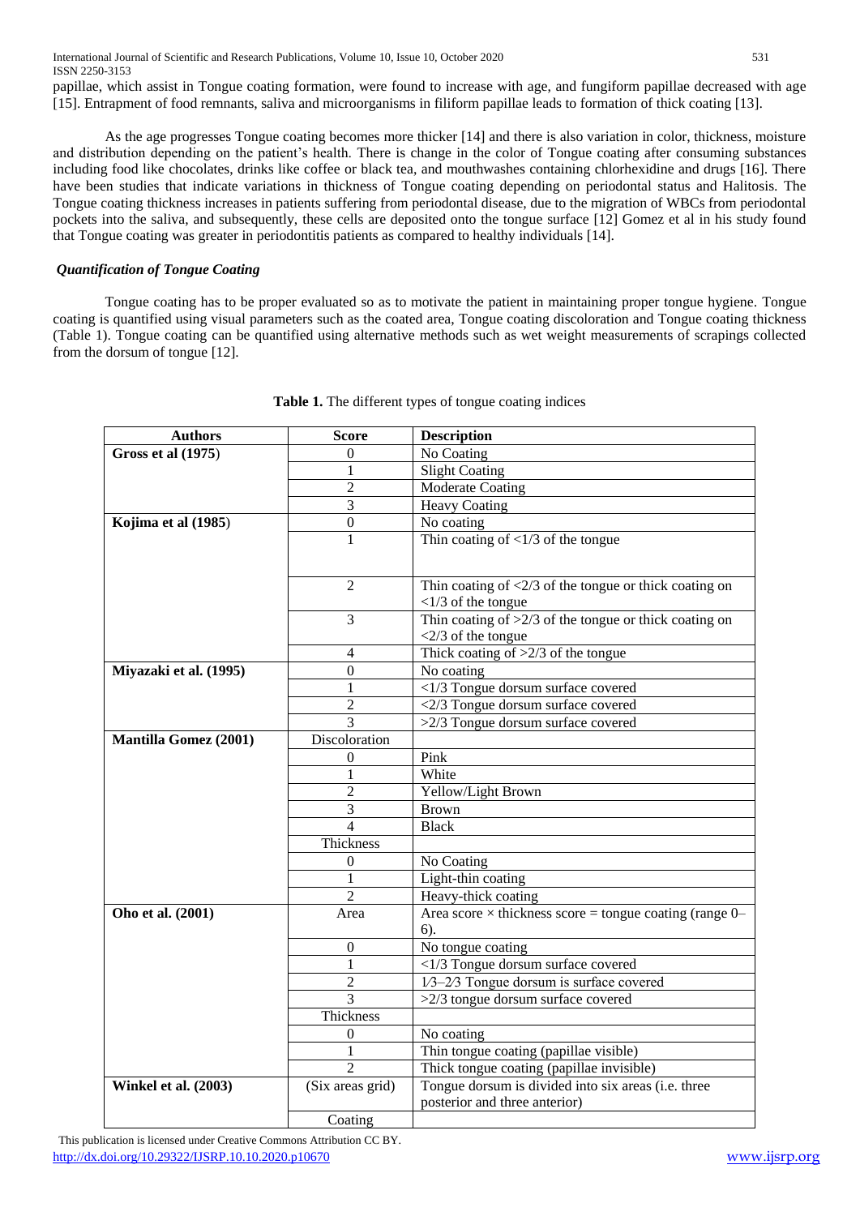papillae, which assist in Tongue coating formation, were found to increase with age, and fungiform papillae decreased with age [15]. Entrapment of food remnants, saliva and microorganisms in filiform papillae leads to formation of thick coating [13].

As the age progresses Tongue coating becomes more thicker [14] and there is also variation in color, thickness, moisture and distribution depending on the patient's health. There is change in the color of Tongue coating after consuming substances including food like chocolates, drinks like coffee or black tea, and mouthwashes containing chlorhexidine and drugs [16]. There have been studies that indicate variations in thickness of Tongue coating depending on periodontal status and Halitosis. The Tongue coating thickness increases in patients suffering from periodontal disease, due to the migration of WBCs from periodontal pockets into the saliva, and subsequently, these cells are deposited onto the tongue surface [12] Gomez et al in his study found that Tongue coating was greater in periodontitis patients as compared to healthy individuals [14].

### *Quantification of Tongue Coating*

Tongue coating has to be proper evaluated so as to motivate the patient in maintaining proper tongue hygiene. Tongue coating is quantified using visual parameters such as the coated area, Tongue coating discoloration and Tongue coating thickness (Table 1). Tongue coating can be quantified using alternative methods such as wet weight measurements of scrapings collected from the dorsum of tongue [12].

**Table 1.** The different types of tongue coating indices

| Authors | Score | Description |
|---|---|---|
| **Gross et al (1975)** | 0 | No Coating |
| | 1 | Slight Coating |
| | 2 | Moderate Coating |
| | 3 | Heavy Coating |
| **Kojima et al (1985)** | 0 | No coating |
| | 1 | Thin coating of <1/3 of the tongue |
| | 2 | Thin coating of <2/3 of the tongue or thick coating on <1/3 of the tongue |
| | 3 | Thin coating of >2/3 of the tongue or thick coating on <2/3 of the tongue |
| | 4 | Thick coating of >2/3 of the tongue |
| **Miyazaki et al. (1995)** | 0 | No coating |
| | 1 | <1/3 Tongue dorsum surface covered |
| | 2 | <2/3 Tongue dorsum surface covered |
| | 3 | >2/3 Tongue dorsum surface covered |
| **Mantilla Gomez (2001)** | Discoloration | |
| | 0 | Pink |
| | 1 | White |
| | 2 | Yellow/Light Brown |
| | 3 | Brown |
| | 4 | Black |
| | Thickness | |
| | 0 | No Coating |
| | 1 | Light-thin coating |
| | 2 | Heavy-thick coating |
| **Oho et al. (2001)** | Area | Area score × thickness score = tongue coating (range 0–6). |
| | 0 | No tongue coating |
| | 1 | <1/3 Tongue dorsum surface covered |
| | 2 | 1⁄3–2⁄3 Tongue dorsum is surface covered |
| | 3 | >2/3 tongue dorsum surface covered |
| | Thickness | |
| | 0 | No coating |
| | 1 | Thin tongue coating (papillae visible) |
| | 2 | Thick tongue coating (papillae invisible) |
| **Winkel et al. (2003)** | (Six areas grid) | Tongue dorsum is divided into six areas (i.e. three posterior and three anterior) |
| | Coating | |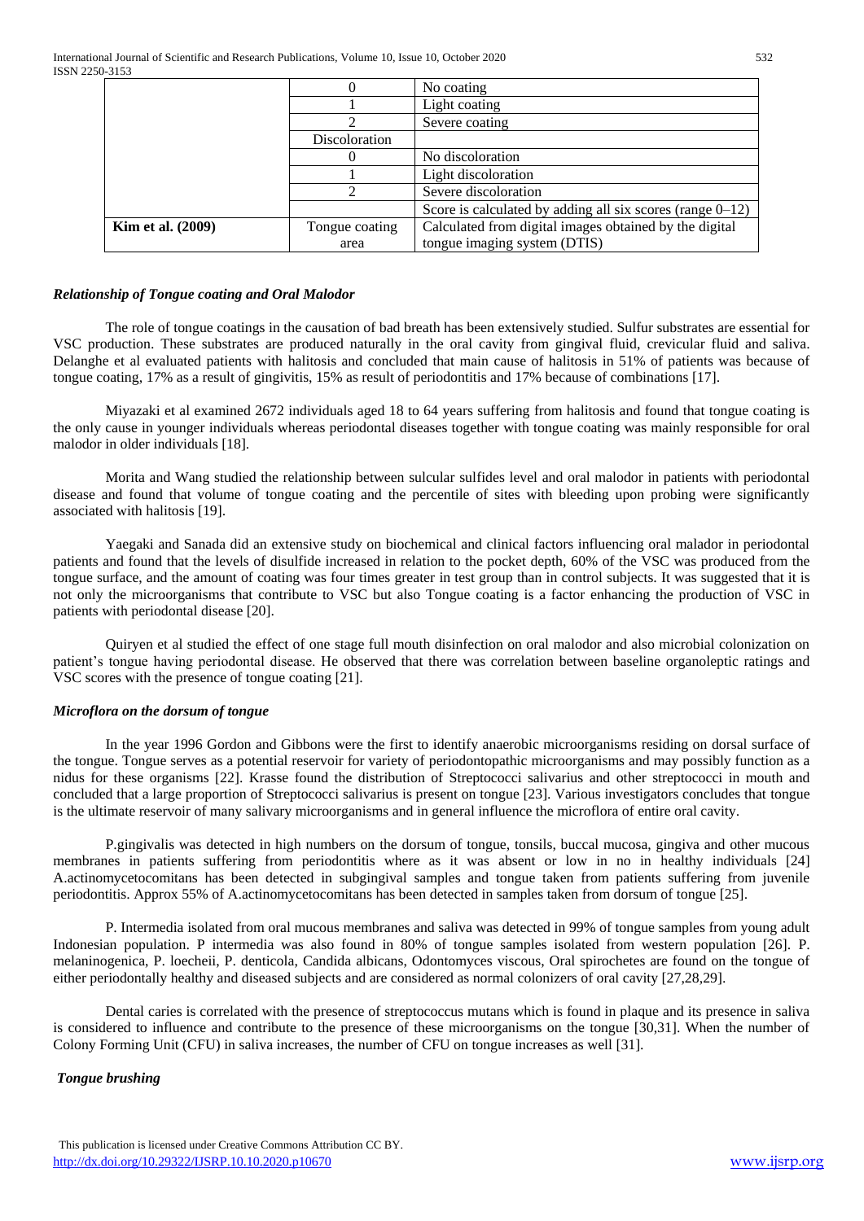| | | |
|---|---|---|
| | 0 | No coating |
| | 1 | Light coating |
| | 2 | Severe coating |
| | Discoloration | |
| | 0 | No discoloration |
| | 1 | Light discoloration |
| | 2 | Severe discoloration |
| | | Score is calculated by adding all six scores (range 0–12) |
| **Kim et al. (2009)** | Tongue coating area | Calculated from digital images obtained by the digital tongue imaging system (DTIS) |

### *Relationship of Tongue coating and Oral Malodor*

The role of tongue coatings in the causation of bad breath has been extensively studied. Sulfur substrates are essential for VSC production. These substrates are produced naturally in the oral cavity from gingival fluid, crevicular fluid and saliva. Delanghe et al evaluated patients with halitosis and concluded that main cause of halitosis in 51% of patients was because of tongue coating, 17% as a result of gingivitis, 15% as result of periodontitis and 17% because of combinations [17].

Miyazaki et al examined 2672 individuals aged 18 to 64 years suffering from halitosis and found that tongue coating is the only cause in younger individuals whereas periodontal diseases together with tongue coating was mainly responsible for oral malodor in older individuals [18].

Morita and Wang studied the relationship between sulcular sulfides level and oral malodor in patients with periodontal disease and found that volume of tongue coating and the percentile of sites with bleeding upon probing were significantly associated with halitosis [19].

Yaegaki and Sanada did an extensive study on biochemical and clinical factors influencing oral malador in periodontal patients and found that the levels of disulfide increased in relation to the pocket depth, 60% of the VSC was produced from the tongue surface, and the amount of coating was four times greater in test group than in control subjects. It was suggested that it is not only the microorganisms that contribute to VSC but also Tongue coating is a factor enhancing the production of VSC in patients with periodontal disease [20].

Quiryen et al studied the effect of one stage full mouth disinfection on oral malodor and also microbial colonization on patient's tongue having periodontal disease. He observed that there was correlation between baseline organoleptic ratings and VSC scores with the presence of tongue coating [21].

### *Microflora on the dorsum of tongue*

In the year 1996 Gordon and Gibbons were the first to identify anaerobic microorganisms residing on dorsal surface of the tongue. Tongue serves as a potential reservoir for variety of periodontopathic microorganisms and may possibly function as a nidus for these organisms [22]. Krasse found the distribution of Streptococci salivarius and other streptococci in mouth and concluded that a large proportion of Streptococci salivarius is present on tongue [23]. Various investigators concludes that tongue is the ultimate reservoir of many salivary microorganisms and in general influence the microflora of entire oral cavity.

P.gingivalis was detected in high numbers on the dorsum of tongue, tonsils, buccal mucosa, gingiva and other mucous membranes in patients suffering from periodontitis where as it was absent or low in no in healthy individuals [24] A.actinomycetocomitans has been detected in subgingival samples and tongue taken from patients suffering from juvenile periodontitis. Approx 55% of A.actinomycetocomitans has been detected in samples taken from dorsum of tongue [25].

P. Intermedia isolated from oral mucous membranes and saliva was detected in 99% of tongue samples from young adult Indonesian population. P intermedia was also found in 80% of tongue samples isolated from western population [26]. P. melaninogenica, P. loecheii, P. denticola, Candida albicans, Odontomyces viscous, Oral spirochetes are found on the tongue of either periodontally healthy and diseased subjects and are considered as normal colonizers of oral cavity [27,28,29].

Dental caries is correlated with the presence of streptococcus mutans which is found in plaque and its presence in saliva is considered to influence and contribute to the presence of these microorganisms on the tongue [30,31]. When the number of Colony Forming Unit (CFU) in saliva increases, the number of CFU on tongue increases as well [31].

### *Tongue brushing*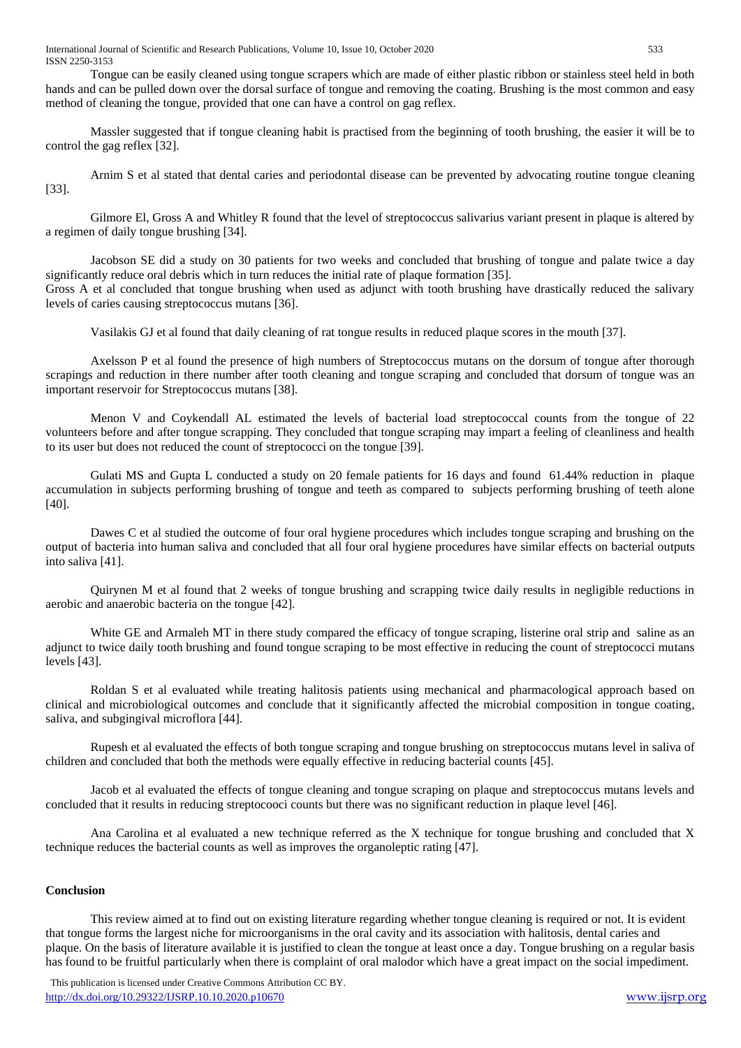Tongue can be easily cleaned using tongue scrapers which are made of either plastic ribbon or stainless steel held in both hands and can be pulled down over the dorsal surface of tongue and removing the coating. Brushing is the most common and easy method of cleaning the tongue, provided that one can have a control on gag reflex.

Massler suggested that if tongue cleaning habit is practised from the beginning of tooth brushing, the easier it will be to control the gag reflex [32].

Arnim S et al stated that dental caries and periodontal disease can be prevented by advocating routine tongue cleaning [33].

Gilmore El, Gross A and Whitley R found that the level of streptococcus salivarius variant present in plaque is altered by a regimen of daily tongue brushing [34].

Jacobson SE did a study on 30 patients for two weeks and concluded that brushing of tongue and palate twice a day significantly reduce oral debris which in turn reduces the initial rate of plaque formation [35].
Gross A et al concluded that tongue brushing when used as adjunct with tooth brushing have drastically reduced the salivary levels of caries causing streptococcus mutans [36].

Vasilakis GJ et al found that daily cleaning of rat tongue results in reduced plaque scores in the mouth [37].

Axelsson P et al found the presence of high numbers of Streptococcus mutans on the dorsum of tongue after thorough scrapings and reduction in there number after tooth cleaning and tongue scraping and concluded that dorsum of tongue was an important reservoir for Streptococcus mutans [38].

Menon V and Coykendall AL estimated the levels of bacterial load streptococcal counts from the tongue of 22 volunteers before and after tongue scrapping. They concluded that tongue scraping may impart a feeling of cleanliness and health to its user but does not reduced the count of streptococci on the tongue [39].

Gulati MS and Gupta L conducted a study on 20 female patients for 16 days and found 61.44% reduction in plaque accumulation in subjects performing brushing of tongue and teeth as compared to subjects performing brushing of teeth alone [40].

Dawes C et al studied the outcome of four oral hygiene procedures which includes tongue scraping and brushing on the output of bacteria into human saliva and concluded that all four oral hygiene procedures have similar effects on bacterial outputs into saliva [41].

Quirynen M et al found that 2 weeks of tongue brushing and scrapping twice daily results in negligible reductions in aerobic and anaerobic bacteria on the tongue [42].

White GE and Armaleh MT in there study compared the efficacy of tongue scraping, listerine oral strip and saline as an adjunct to twice daily tooth brushing and found tongue scraping to be most effective in reducing the count of streptococci mutans levels [43].

Roldan S et al evaluated while treating halitosis patients using mechanical and pharmacological approach based on clinical and microbiological outcomes and conclude that it significantly affected the microbial composition in tongue coating, saliva, and subgingival microflora [44].

Rupesh et al evaluated the effects of both tongue scraping and tongue brushing on streptococcus mutans level in saliva of children and concluded that both the methods were equally effective in reducing bacterial counts [45].

Jacob et al evaluated the effects of tongue cleaning and tongue scraping on plaque and streptococcus mutans levels and concluded that it results in reducing streptocooci counts but there was no significant reduction in plaque level [46].

Ana Carolina et al evaluated a new technique referred as the X technique for tongue brushing and concluded that X technique reduces the bacterial counts as well as improves the organoleptic rating [47].

## Conclusion

This review aimed at to find out on existing literature regarding whether tongue cleaning is required or not. It is evident that tongue forms the largest niche for microorganisms in the oral cavity and its association with halitosis, dental caries and plaque. On the basis of literature available it is justified to clean the tongue at least once a day. Tongue brushing on a regular basis has found to be fruitful particularly when there is complaint of oral malodor which have a great impact on the social impediment.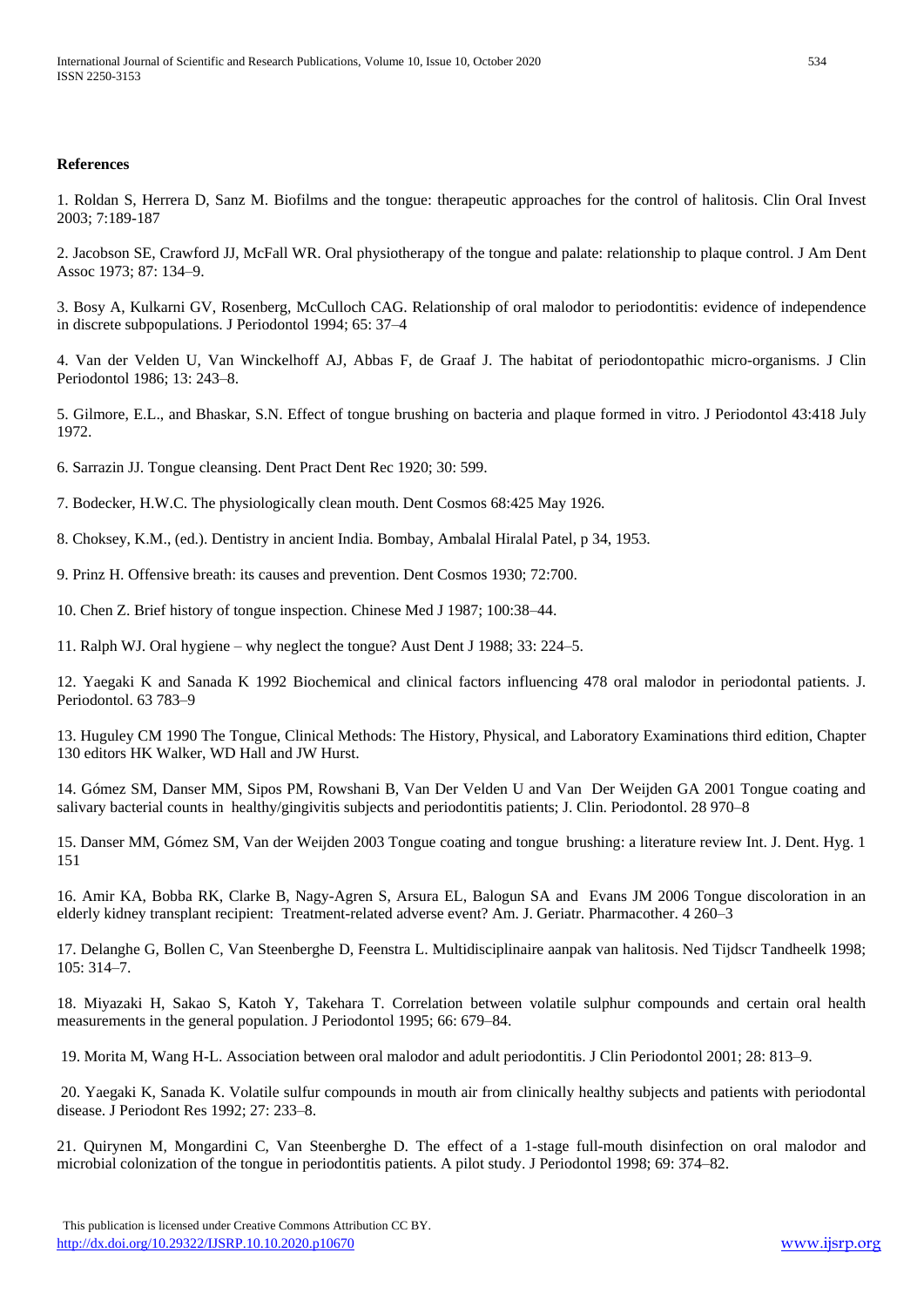**References**

1. Roldan S, Herrera D, Sanz M. Biofilms and the tongue: therapeutic approaches for the control of halitosis. Clin Oral Invest 2003; 7:189-187

2. Jacobson SE, Crawford JJ, McFall WR. Oral physiotherapy of the tongue and palate: relationship to plaque control. J Am Dent Assoc 1973; 87: 134–9.

3. Bosy A, Kulkarni GV, Rosenberg, McCulloch CAG. Relationship of oral malodor to periodontitis: evidence of independence in discrete subpopulations. J Periodontol 1994; 65: 37–4

4. Van der Velden U, Van Winckelhoff AJ, Abbas F, de Graaf J. The habitat of periodontopathic micro-organisms. J Clin Periodontol 1986; 13: 243–8.

5. Gilmore, E.L., and Bhaskar, S.N. Effect of tongue brushing on bacteria and plaque formed in vitro. J Periodontol 43:418 July 1972.

6. Sarrazin JJ. Tongue cleansing. Dent Pract Dent Rec 1920; 30: 599.

7. Bodecker, H.W.C. The physiologically clean mouth. Dent Cosmos 68:425 May 1926.

8. Choksey, K.M., (ed.). Dentistry in ancient India. Bombay, Ambalal Hiralal Patel, p 34, 1953.

9. Prinz H. Offensive breath: its causes and prevention. Dent Cosmos 1930; 72:700.

10. Chen Z. Brief history of tongue inspection. Chinese Med J 1987; 100:38–44.

11. Ralph WJ. Oral hygiene – why neglect the tongue? Aust Dent J 1988; 33: 224–5.

12. Yaegaki K and Sanada K 1992 Biochemical and clinical factors influencing 478 oral malodor in periodontal patients. J. Periodontol. 63 783–9

13. Huguley CM 1990 The Tongue, Clinical Methods: The History, Physical, and Laboratory Examinations third edition, Chapter 130 editors HK Walker, WD Hall and JW Hurst.

14. Gómez SM, Danser MM, Sipos PM, Rowshani B, Van Der Velden U and Van Der Weijden GA 2001 Tongue coating and salivary bacterial counts in healthy/gingivitis subjects and periodontitis patients; J. Clin. Periodontol. 28 970–8

15. Danser MM, Gómez SM, Van der Weijden 2003 Tongue coating and tongue brushing: a literature review Int. J. Dent. Hyg. 1 151

16. Amir KA, Bobba RK, Clarke B, Nagy-Agren S, Arsura EL, Balogun SA and Evans JM 2006 Tongue discoloration in an elderly kidney transplant recipient: Treatment-related adverse event? Am. J. Geriatr. Pharmacother. 4 260–3

17. Delanghe G, Bollen C, Van Steenberghe D, Feenstra L. Multidisciplinaire aanpak van halitosis. Ned Tijdscr Tandheelk 1998; 105: 314–7.

18. Miyazaki H, Sakao S, Katoh Y, Takehara T. Correlation between volatile sulphur compounds and certain oral health measurements in the general population. J Periodontol 1995; 66: 679–84.

19. Morita M, Wang H-L. Association between oral malodor and adult periodontitis. J Clin Periodontol 2001; 28: 813–9.

20. Yaegaki K, Sanada K. Volatile sulfur compounds in mouth air from clinically healthy subjects and patients with periodontal disease. J Periodont Res 1992; 27: 233–8.

21. Quirynen M, Mongardini C, Van Steenberghe D. The effect of a 1-stage full-mouth disinfection on oral malodor and microbial colonization of the tongue in periodontitis patients. A pilot study. J Periodontol 1998; 69: 374–82.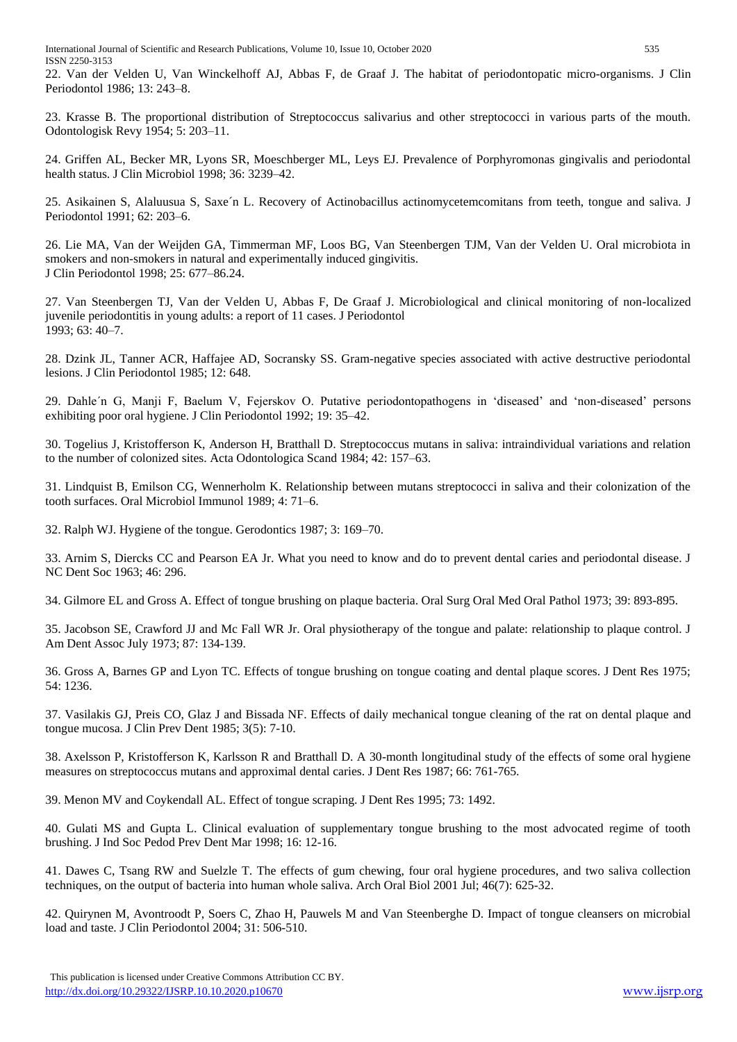22. Van der Velden U, Van Winckelhoff AJ, Abbas F, de Graaf J. The habitat of periodontopatic micro-organisms. J Clin Periodontol 1986; 13: 243–8.

23. Krasse B. The proportional distribution of Streptococcus salivarius and other streptococci in various parts of the mouth. Odontologisk Revy 1954; 5: 203–11.

24. Griffen AL, Becker MR, Lyons SR, Moeschberger ML, Leys EJ. Prevalence of Porphyromonas gingivalis and periodontal health status. J Clin Microbiol 1998; 36: 3239–42.

25. Asikainen S, Alaluusua S, Saxe´n L. Recovery of Actinobacillus actinomycetemcomitans from teeth, tongue and saliva. J Periodontol 1991; 62: 203–6.

26. Lie MA, Van der Weijden GA, Timmerman MF, Loos BG, Van Steenbergen TJM, Van der Velden U. Oral microbiota in smokers and non-smokers in natural and experimentally induced gingivitis. J Clin Periodontol 1998; 25: 677–86.24.

27. Van Steenbergen TJ, Van der Velden U, Abbas F, De Graaf J. Microbiological and clinical monitoring of non-localized juvenile periodontitis in young adults: a report of 11 cases. J Periodontol 1993; 63: 40–7.

28. Dzink JL, Tanner ACR, Haffajee AD, Socransky SS. Gram-negative species associated with active destructive periodontal lesions. J Clin Periodontol 1985; 12: 648.

29. Dahle´n G, Manji F, Baelum V, Fejerskov O. Putative periodontopathogens in 'diseased' and 'non-diseased' persons exhibiting poor oral hygiene. J Clin Periodontol 1992; 19: 35–42.

30. Togelius J, Kristofferson K, Anderson H, Bratthall D. Streptococcus mutans in saliva: intraindividual variations and relation to the number of colonized sites. Acta Odontologica Scand 1984; 42: 157–63.

31. Lindquist B, Emilson CG, Wennerholm K. Relationship between mutans streptococci in saliva and their colonization of the tooth surfaces. Oral Microbiol Immunol 1989; 4: 71–6.

32. Ralph WJ. Hygiene of the tongue. Gerodontics 1987; 3: 169–70.

33. Arnim S, Diercks CC and Pearson EA Jr. What you need to know and do to prevent dental caries and periodontal disease. J NC Dent Soc 1963; 46: 296.

34. Gilmore EL and Gross A. Effect of tongue brushing on plaque bacteria. Oral Surg Oral Med Oral Pathol 1973; 39: 893-895.

35. Jacobson SE, Crawford JJ and Mc Fall WR Jr. Oral physiotherapy of the tongue and palate: relationship to plaque control. J Am Dent Assoc July 1973; 87: 134-139.

36. Gross A, Barnes GP and Lyon TC. Effects of tongue brushing on tongue coating and dental plaque scores. J Dent Res 1975; 54: 1236.

37. Vasilakis GJ, Preis CO, Glaz J and Bissada NF. Effects of daily mechanical tongue cleaning of the rat on dental plaque and tongue mucosa. J Clin Prev Dent 1985; 3(5): 7-10.

38. Axelsson P, Kristofferson K, Karlsson R and Bratthall D. A 30-month longitudinal study of the effects of some oral hygiene measures on streptococcus mutans and approximal dental caries. J Dent Res 1987; 66: 761-765.

39. Menon MV and Coykendall AL. Effect of tongue scraping. J Dent Res 1995; 73: 1492.

40. Gulati MS and Gupta L. Clinical evaluation of supplementary tongue brushing to the most advocated regime of tooth brushing. J Ind Soc Pedod Prev Dent Mar 1998; 16: 12-16.

41. Dawes C, Tsang RW and Suelzle T. The effects of gum chewing, four oral hygiene procedures, and two saliva collection techniques, on the output of bacteria into human whole saliva. Arch Oral Biol 2001 Jul; 46(7): 625-32.

42. Quirynen M, Avontroodt P, Soers C, Zhao H, Pauwels M and Van Steenberghe D. Impact of tongue cleansers on microbial load and taste. J Clin Periodontol 2004; 31: 506-510.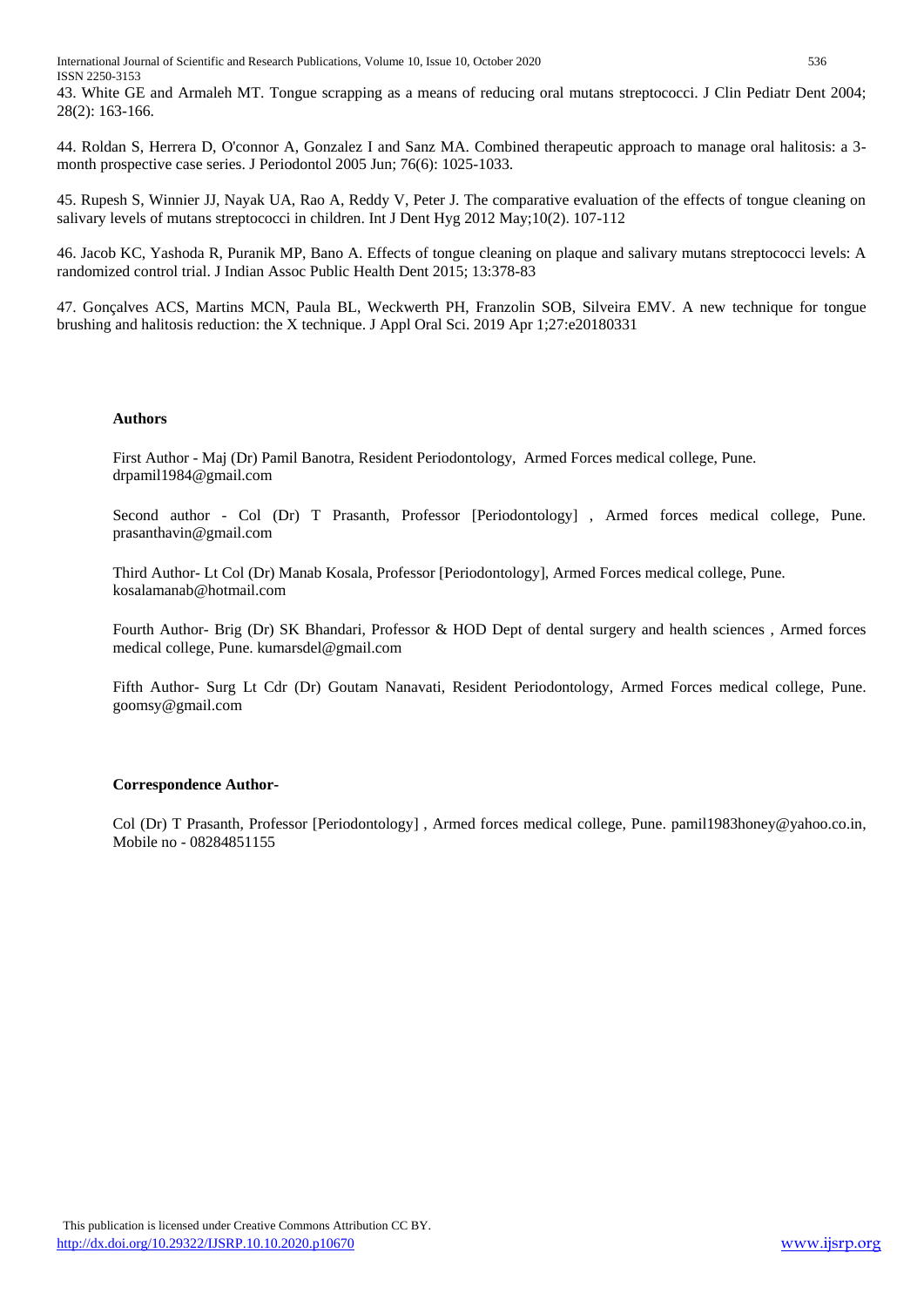43. White GE and Armaleh MT. Tongue scrapping as a means of reducing oral mutans streptococci. J Clin Pediatr Dent 2004; 28(2): 163-166.

44. Roldan S, Herrera D, O'connor A, Gonzalez I and Sanz MA. Combined therapeutic approach to manage oral halitosis: a 3-month prospective case series. J Periodontol 2005 Jun; 76(6): 1025-1033.

45. Rupesh S, Winnier JJ, Nayak UA, Rao A, Reddy V, Peter J. The comparative evaluation of the effects of tongue cleaning on salivary levels of mutans streptococci in children. Int J Dent Hyg 2012 May;10(2). 107-112

46. Jacob KC, Yashoda R, Puranik MP, Bano A. Effects of tongue cleaning on plaque and salivary mutans streptococci levels: A randomized control trial. J Indian Assoc Public Health Dent 2015; 13:378-83

47. Gonçalves ACS, Martins MCN, Paula BL, Weckwerth PH, Franzolin SOB, Silveira EMV. A new technique for tongue brushing and halitosis reduction: the X technique. J Appl Oral Sci. 2019 Apr 1;27:e20180331

**Authors**

First Author - Maj (Dr) Pamil Banotra, Resident Periodontology, Armed Forces medical college, Pune. drpamil1984@gmail.com

Second author - Col (Dr) T Prasanth, Professor [Periodontology] , Armed forces medical college, Pune. prasanthavin@gmail.com

Third Author- Lt Col (Dr) Manab Kosala, Professor [Periodontology], Armed Forces medical college, Pune. kosalamanab@hotmail.com

Fourth Author- Brig (Dr) SK Bhandari, Professor & HOD Dept of dental surgery and health sciences , Armed forces medical college, Pune. kumarsdel@gmail.com

Fifth Author- Surg Lt Cdr (Dr) Goutam Nanavati, Resident Periodontology, Armed Forces medical college, Pune. goomsy@gmail.com

**Correspondence Author-**

Col (Dr) T Prasanth, Professor [Periodontology] , Armed forces medical college, Pune. pamil1983honey@yahoo.co.in, Mobile no - 08284851155